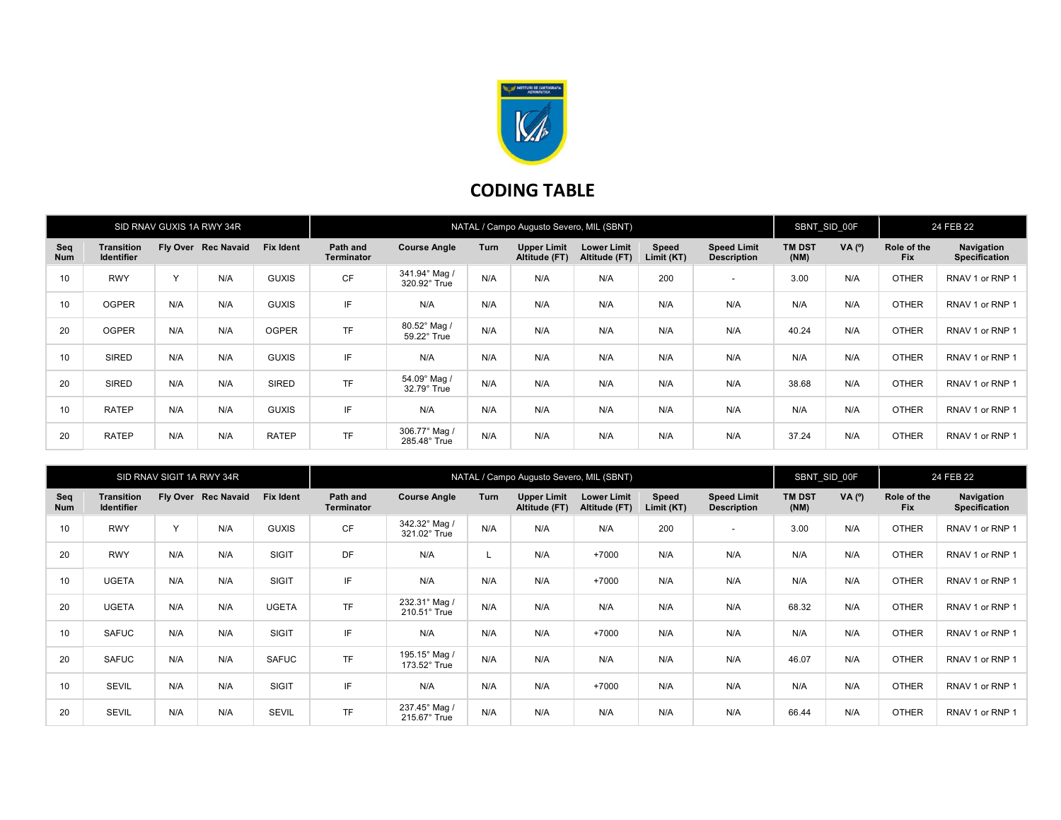# CODING TABLE

| SID RNAV GUXIS 1A RWY 34R | | | | | NATAL / Campo Augusto Severo, MIL (SBNT) | | | | | | SBNT_SID_00F | | 24 FEB 22 | |
|---|---|---|---|---|---|---|---|---|---|---|---|---|---|---|
| Seq Num | Transition Identifier | Fly Over | Rec Navaid | Fix Ident | Path and Terminator | Course Angle | Turn | Upper Limit Altitude (FT) | Lower Limit Altitude (FT) | Speed Limit (KT) | Speed Limit Description | TM DST (NM) | VA (º) | Role of the Fix | Navigation Specification |
| 10 | RWY | Y | N/A | GUXIS | CF | 341.94° Mag / 320.92° True | N/A | N/A | N/A | 200 | - | 3.00 | N/A | OTHER | RNAV 1 or RNP 1 |
| 10 | OGPER | N/A | N/A | GUXIS | IF | N/A | N/A | N/A | N/A | N/A | N/A | N/A | N/A | OTHER | RNAV 1 or RNP 1 |
| 20 | OGPER | N/A | N/A | OGPER | TF | 80.52° Mag / 59.22° True | N/A | N/A | N/A | N/A | N/A | 40.24 | N/A | OTHER | RNAV 1 or RNP 1 |
| 10 | SIRED | N/A | N/A | GUXIS | IF | N/A | N/A | N/A | N/A | N/A | N/A | N/A | N/A | OTHER | RNAV 1 or RNP 1 |
| 20 | SIRED | N/A | N/A | SIRED | TF | 54.09° Mag / 32.79° True | N/A | N/A | N/A | N/A | N/A | 38.68 | N/A | OTHER | RNAV 1 or RNP 1 |
| 10 | RATEP | N/A | N/A | GUXIS | IF | N/A | N/A | N/A | N/A | N/A | N/A | N/A | N/A | OTHER | RNAV 1 or RNP 1 |
| 20 | RATEP | N/A | N/A | RATEP | TF | 306.77° Mag / 285.48° True | N/A | N/A | N/A | N/A | N/A | 37.24 | N/A | OTHER | RNAV 1 or RNP 1 |

| SID RNAV SIGIT 1A RWY 34R | | | | | NATAL / Campo Augusto Severo, MIL (SBNT) | | | | | | SBNT_SID_00F | | 24 FEB 22 | |
|---|---|---|---|---|---|---|---|---|---|---|---|---|---|---|
| Seq Num | Transition Identifier | Fly Over | Rec Navaid | Fix Ident | Path and Terminator | Course Angle | Turn | Upper Limit Altitude (FT) | Lower Limit Altitude (FT) | Speed Limit (KT) | Speed Limit Description | TM DST (NM) | VA (º) | Role of the Fix | Navigation Specification |
| 10 | RWY | Y | N/A | GUXIS | CF | 342.32° Mag / 321.02° True | N/A | N/A | N/A | 200 | - | 3.00 | N/A | OTHER | RNAV 1 or RNP 1 |
| 20 | RWY | N/A | N/A | SIGIT | DF | N/A | L | N/A | +7000 | N/A | N/A | N/A | N/A | OTHER | RNAV 1 or RNP 1 |
| 10 | UGETA | N/A | N/A | SIGIT | IF | N/A | N/A | N/A | +7000 | N/A | N/A | N/A | N/A | OTHER | RNAV 1 or RNP 1 |
| 20 | UGETA | N/A | N/A | UGETA | TF | 232.31° Mag / 210.51° True | N/A | N/A | N/A | N/A | N/A | 68.32 | N/A | OTHER | RNAV 1 or RNP 1 |
| 10 | SAFUC | N/A | N/A | SIGIT | IF | N/A | N/A | N/A | +7000 | N/A | N/A | N/A | N/A | OTHER | RNAV 1 or RNP 1 |
| 20 | SAFUC | N/A | N/A | SAFUC | TF | 195.15° Mag / 173.52° True | N/A | N/A | N/A | N/A | N/A | 46.07 | N/A | OTHER | RNAV 1 or RNP 1 |
| 10 | SEVIL | N/A | N/A | SIGIT | IF | N/A | N/A | N/A | +7000 | N/A | N/A | N/A | N/A | OTHER | RNAV 1 or RNP 1 |
| 20 | SEVIL | N/A | N/A | SEVIL | TF | 237.45° Mag / 215.67° True | N/A | N/A | N/A | N/A | N/A | 66.44 | N/A | OTHER | RNAV 1 or RNP 1 |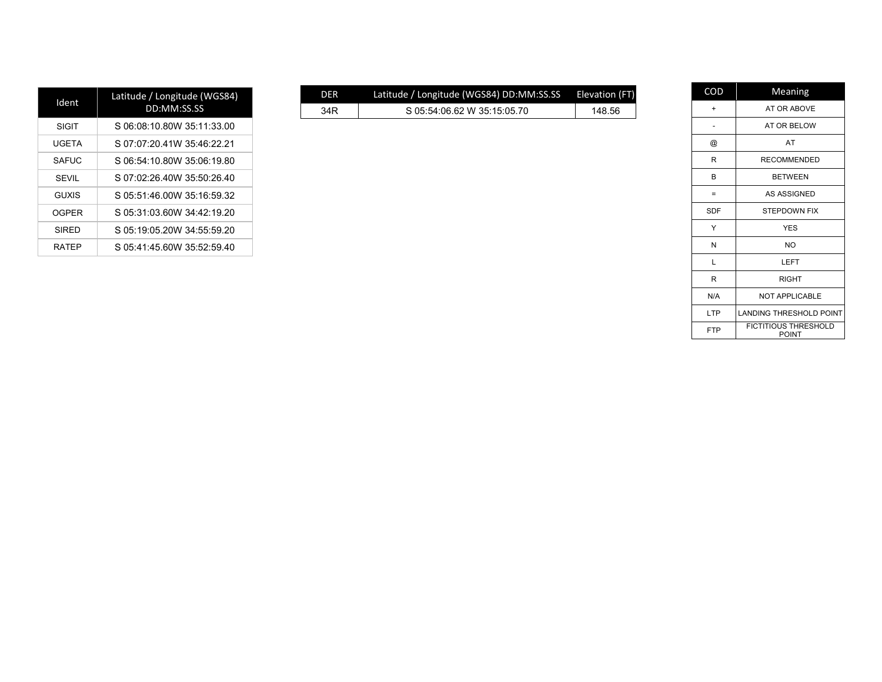| Ident | Latitude / Longitude (WGS84) DD:MM:SS.SS |
|---|---|
| SIGIT | S 06:08:10.80W 35:11:33.00 |
| UGETA | S 07:07:20.41W 35:46:22.21 |
| SAFUC | S 06:54:10.80W 35:06:19.80 |
| SEVIL | S 07:02:26.40W 35:50:26.40 |
| GUXIS | S 05:51:46.00W 35:16:59.32 |
| OGPER | S 05:31:03.60W 34:42:19.20 |
| SIRED | S 05:19:05.20W 34:55:59.20 |
| RATEP | S 05:41:45.60W 35:52:59.40 |

| DER | Latitude / Longitude (WGS84) DD:MM:SS.SS | Elevation (FT) |
|---|---|---|
| 34R | S 05:54:06.62 W 35:15:05.70 | 148.56 |

| COD | Meaning |
|---|---|
| + | AT OR ABOVE |
| - | AT OR BELOW |
| @ | AT |
| R | RECOMMENDED |
| B | BETWEEN |
| = | AS ASSIGNED |
| SDF | STEPDOWN FIX |
| Y | YES |
| N | NO |
| L | LEFT |
| R | RIGHT |
| N/A | NOT APPLICABLE |
| LTP | LANDING THRESHOLD POINT |
| FTP | FICTITIOUS THRESHOLD POINT |